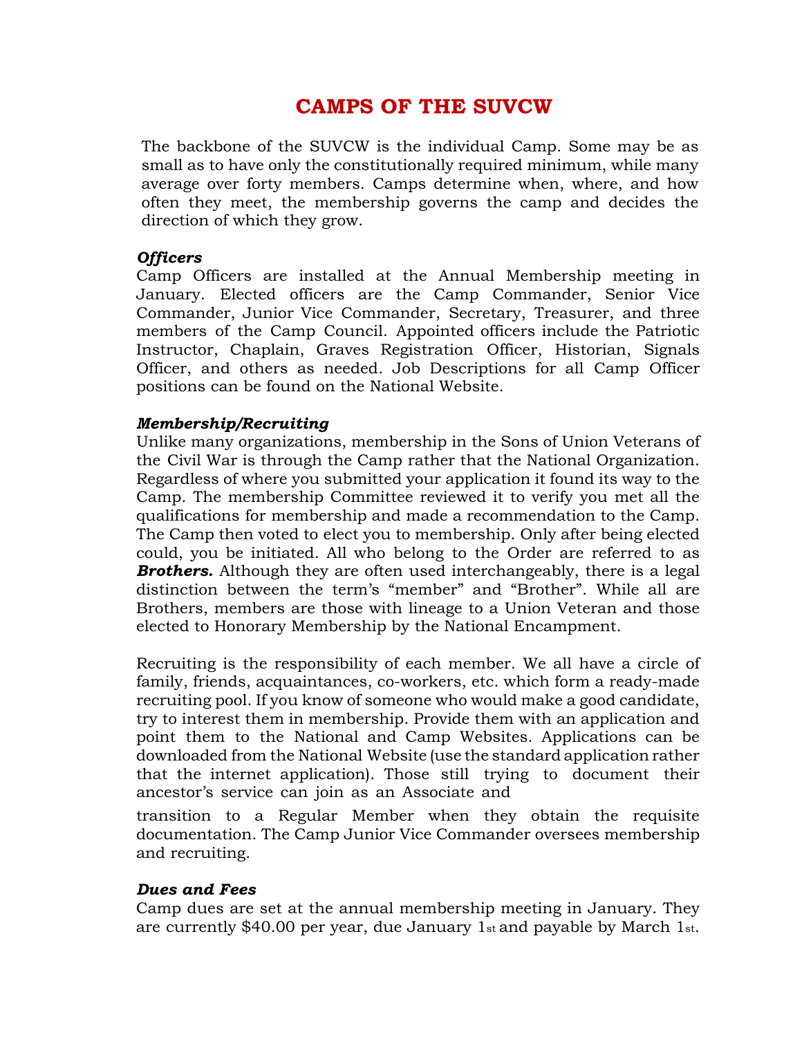# CAMPS OF THE SUVCW

The backbone of the SUVCW is the individual Camp. Some may be as small as to have only the constitutionally required minimum, while many average over forty members. Camps determine when, where, and how often they meet, the membership governs the camp and decides the direction of which they grow.

### *Officers*

Camp Officers are installed at the Annual Membership meeting in January. Elected officers are the Camp Commander, Senior Vice Commander, Junior Vice Commander, Secretary, Treasurer, and three members of the Camp Council. Appointed officers include the Patriotic Instructor, Chaplain, Graves Registration Officer, Historian, Signals Officer, and others as needed. Job Descriptions for all Camp Officer positions can be found on the National Website.

### *Membership/Recruiting*

Unlike many organizations, membership in the Sons of Union Veterans of the Civil War is through the Camp rather that the National Organization. Regardless of where you submitted your application it found its way to the Camp. The membership Committee reviewed it to verify you met all the qualifications for membership and made a recommendation to the Camp. The Camp then voted to elect you to membership. Only after being elected could, you be initiated. All who belong to the Order are referred to as ***Brothers.*** Although they are often used interchangeably, there is a legal distinction between the term's "member" and "Brother". While all are Brothers, members are those with lineage to a Union Veteran and those elected to Honorary Membership by the National Encampment.

Recruiting is the responsibility of each member. We all have a circle of family, friends, acquaintances, co-workers, etc. which form a ready-made recruiting pool. If you know of someone who would make a good candidate, try to interest them in membership. Provide them with an application and point them to the National and Camp Websites. Applications can be downloaded from the National Website (use the standard application rather that the internet application). Those still trying to document their ancestor's service can join as an Associate and

transition to a Regular Member when they obtain the requisite documentation. The Camp Junior Vice Commander oversees membership and recruiting.

### *Dues and Fees*

Camp dues are set at the annual membership meeting in January. They are currently $40.00 per year, due January 1st and payable by March 1st.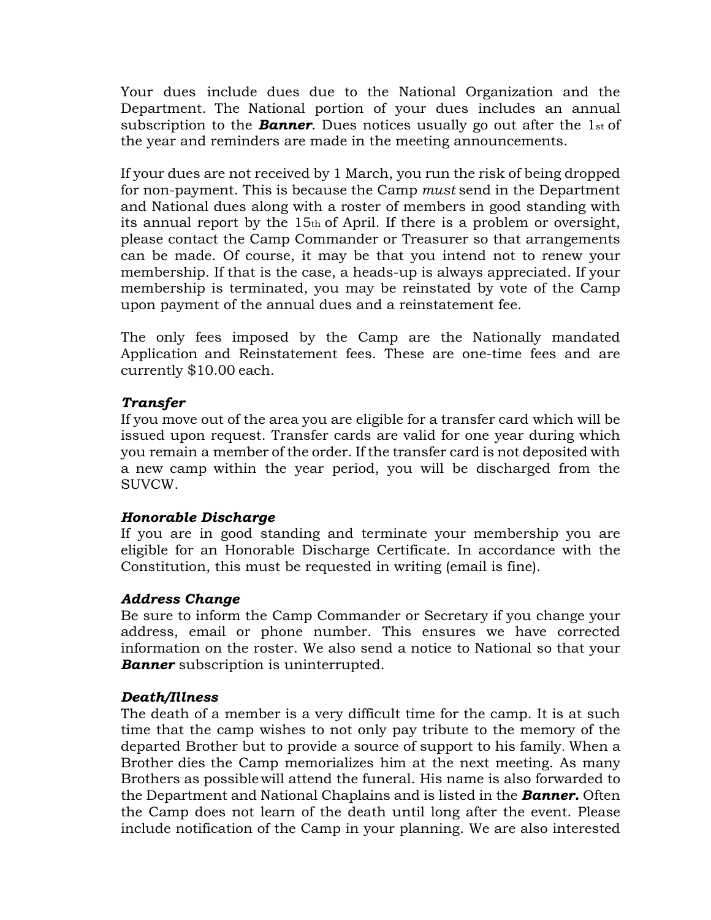Your dues include dues due to the National Organization and the Department. The National portion of your dues includes an annual subscription to the ***Banner***. Dues notices usually go out after the 1st of the year and reminders are made in the meeting announcements.

If your dues are not received by 1 March, you run the risk of being dropped for non-payment. This is because the Camp *must* send in the Department and National dues along with a roster of members in good standing with its annual report by the 15th of April. If there is a problem or oversight, please contact the Camp Commander or Treasurer so that arrangements can be made. Of course, it may be that you intend not to renew your membership. If that is the case, a heads-up is always appreciated. If your membership is terminated, you may be reinstated by vote of the Camp upon payment of the annual dues and a reinstatement fee.

The only fees imposed by the Camp are the Nationally mandated Application and Reinstatement fees. These are one-time fees and are currently $10.00 each.

### *Transfer*

If you move out of the area you are eligible for a transfer card which will be issued upon request. Transfer cards are valid for one year during which you remain a member of the order. If the transfer card is not deposited with a new camp within the year period, you will be discharged from the SUVCW.

### *Honorable Discharge*

If you are in good standing and terminate your membership you are eligible for an Honorable Discharge Certificate. In accordance with the Constitution, this must be requested in writing (email is fine).

### *Address Change*

Be sure to inform the Camp Commander or Secretary if you change your address, email or phone number. This ensures we have corrected information on the roster. We also send a notice to National so that your ***Banner*** subscription is uninterrupted.

### *Death/Illness*

The death of a member is a very difficult time for the camp. It is at such time that the camp wishes to not only pay tribute to the memory of the departed Brother but to provide a source of support to his family. When a Brother dies the Camp memorializes him at the next meeting. As many Brothers as possible will attend the funeral. His name is also forwarded to the Department and National Chaplains and is listed in the ***Banner.*** Often the Camp does not learn of the death until long after the event. Please include notification of the Camp in your planning. We are also interested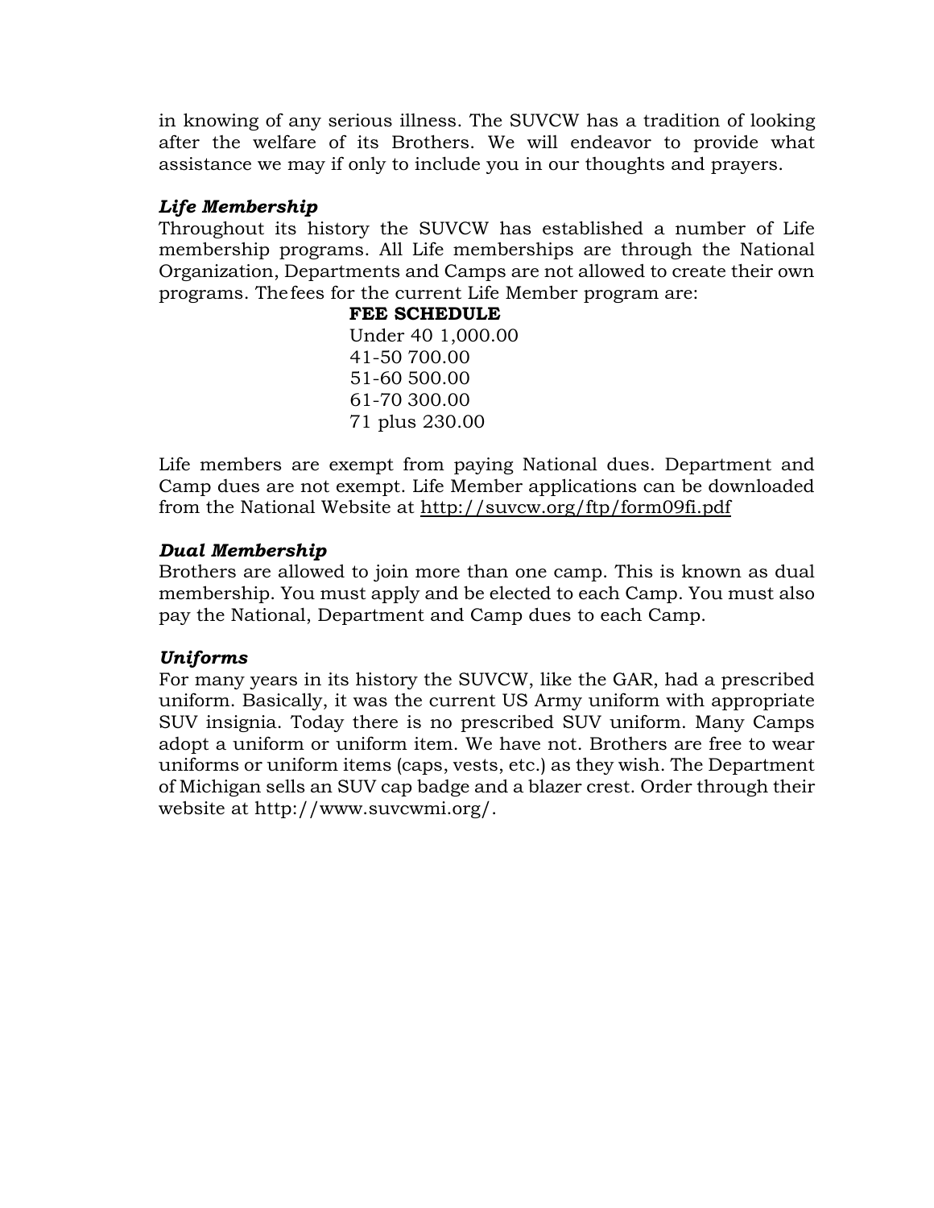in knowing of any serious illness. The SUVCW has a tradition of looking after the welfare of its Brothers. We will endeavor to provide what assistance we may if only to include you in our thoughts and prayers.

### *Life Membership*

Throughout its history the SUVCW has established a number of Life membership programs. All Life memberships are through the National Organization, Departments and Camps are not allowed to create their own programs. The fees for the current Life Member program are:

**FEE SCHEDULE**

| | |
|---|---|
| Under 40 | 1,000.00 |
| 41-50 | 700.00 |
| 51-60 | 500.00 |
| 61-70 | 300.00 |
| 71 plus | 230.00 |

Life members are exempt from paying National dues. Department and Camp dues are not exempt. Life Member applications can be downloaded from the National Website at http://suvcw.org/ftp/form09fi.pdf

### *Dual Membership*

Brothers are allowed to join more than one camp. This is known as dual membership. You must apply and be elected to each Camp. You must also pay the National, Department and Camp dues to each Camp.

### *Uniforms*

For many years in its history the SUVCW, like the GAR, had a prescribed uniform. Basically, it was the current US Army uniform with appropriate SUV insignia. Today there is no prescribed SUV uniform. Many Camps adopt a uniform or uniform item. We have not. Brothers are free to wear uniforms or uniform items (caps, vests, etc.) as they wish. The Department of Michigan sells an SUV cap badge and a blazer crest. Order through their website at http://www.suvcwmi.org/.